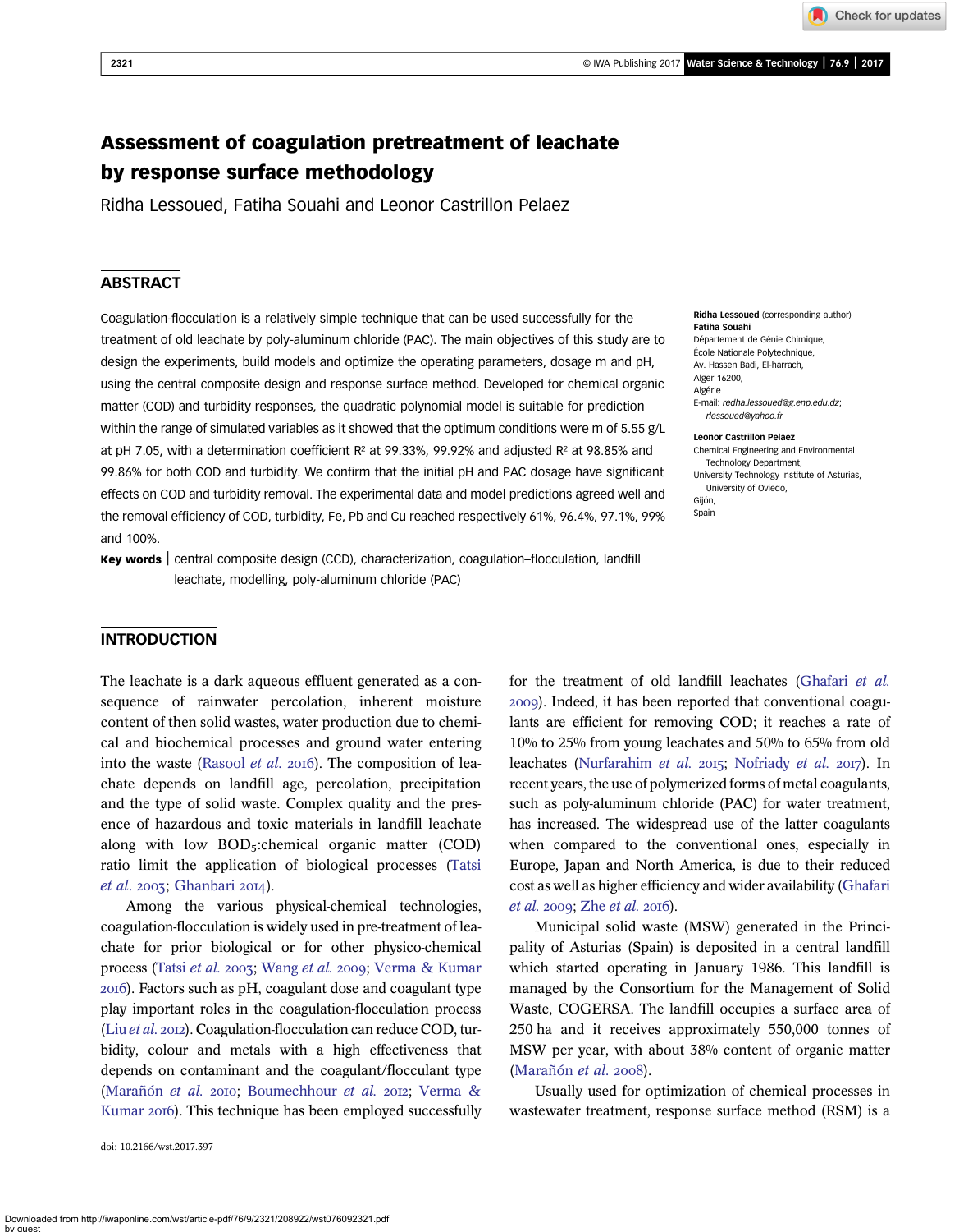// Assessment of coagulation pretreatment of leachate by response surface methodology

# Assessment of coagulation pretreatment of leachate by response surface methodology

Ridha Lessoued, Fatiha Souahi and Leonor Castrillon Pelaez

## ABSTRACT

Coagulation-flocculation is a relatively simple technique that can be used successfully for the treatment of old leachate by poly-aluminum chloride (PAC). The main objectives of this study are to design the experiments, build models and optimize the operating parameters, dosage m and pH, using the central composite design and response surface method. Developed for chemical organic matter (COD) and turbidity responses, the quadratic polynomial model is suitable for prediction within the range of simulated variables as it showed that the optimum conditions were m of 5.55 g/L at pH 7.05, with a determination coefficient $R^2$ at 99.33%, 99.92% and adjusted $R^2$ at 98.85% and 99.86% for both COD and turbidity. We confirm that the initial pH and PAC dosage have significant effects on COD and turbidity removal. The experimental data and model predictions agreed well and the removal efficiency of COD, turbidity, Fe, Pb and Cu reached respectively 61%, 96.4%, 97.1%, 99% and 100%.

**Key words** | central composite design (CCD), characterization, coagulation–flocculation, landfill leachate, modelling, poly-aluminum chloride (PAC)

**Ridha Lessoued** (corresponding author)
**Fatiha Souahi**
Département de Génie Chimique,
École Nationale Polytechnique,
Av. Hassen Badi, El-harrach,
Alger 16200,
Algérie
E-mail: *redha.lessoued@g.enp.edu.dz*; *rlessoued@yahoo.fr*

**Leonor Castrillon Pelaez**
Chemical Engineering and Environmental Technology Department,
University Technology Institute of Asturias,
University of Oviedo,
Gijón,
Spain

## INTRODUCTION

The leachate is a dark aqueous effluent generated as a consequence of rainwater percolation, inherent moisture content of then solid wastes, water production due to chemical and biochemical processes and ground water entering into the waste (Rasool *et al.* 2016). The composition of leachate depends on landfill age, percolation, precipitation and the type of solid waste. Complex quality and the presence of hazardous and toxic materials in landfill leachate along with low $BOD_5$:chemical organic matter (COD) ratio limit the application of biological processes (Tatsi *et al.* 2003; Ghanbari 2014).

Among the various physical-chemical technologies, coagulation-flocculation is widely used in pre-treatment of leachate for prior biological or for other physico-chemical process (Tatsi *et al.* 2003; Wang *et al.* 2009; Verma & Kumar 2016). Factors such as pH, coagulant dose and coagulant type play important roles in the coagulation-flocculation process (Liu *et al.* 2012). Coagulation-flocculation can reduce COD, turbidity, colour and metals with a high effectiveness that depends on contaminant and the coagulant/flocculant type (Marañón *et al.* 2010; Boumechhour *et al.* 2012; Verma & Kumar 2016). This technique has been employed successfully for the treatment of old landfill leachates (Ghafari *et al.* 2009). Indeed, it has been reported that conventional coagulants are efficient for removing COD; it reaches a rate of 10% to 25% from young leachates and 50% to 65% from old leachates (Nurfarahim *et al.* 2015; Nofriady *et al.* 2017). In recent years, the use of polymerized forms of metal coagulants, such as poly-aluminum chloride (PAC) for water treatment, has increased. The widespread use of the latter coagulants when compared to the conventional ones, especially in Europe, Japan and North America, is due to their reduced cost as well as higher efficiency and wider availability (Ghafari *et al.* 2009; Zhe *et al.* 2016).

Municipal solid waste (MSW) generated in the Principality of Asturias (Spain) is deposited in a central landfill which started operating in January 1986. This landfill is managed by the Consortium for the Management of Solid Waste, COGERSA. The landfill occupies a surface area of 250 ha and it receives approximately 550,000 tonnes of MSW per year, with about 38% content of organic matter (Marañón *et al.* 2008).

Usually used for optimization of chemical processes in wastewater treatment, response surface method (RSM) is a

doi: 10.2166/wst.2017.397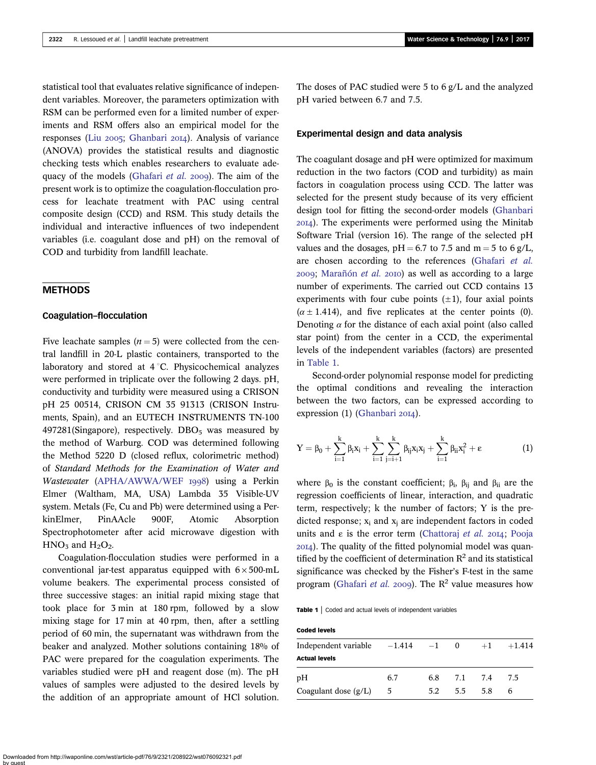statistical tool that evaluates relative significance of independent variables. Moreover, the parameters optimization with RSM can be performed even for a limited number of experiments and RSM offers also an empirical model for the responses (Liu 2005; Ghanbari 2014). Analysis of variance (ANOVA) provides the statistical results and diagnostic checking tests which enables researchers to evaluate adequacy of the models (Ghafari *et al.* 2009). The aim of the present work is to optimize the coagulation-flocculation process for leachate treatment with PAC using central composite design (CCD) and RSM. This study details the individual and interactive influences of two independent variables (i.e. coagulant dose and pH) on the removal of COD and turbidity from landfill leachate.

## METHODS

### Coagulation–flocculation

Five leachate samples ($n = 5$) were collected from the central landfill in 20-L plastic containers, transported to the laboratory and stored at 4 °C. Physicochemical analyzes were performed in triplicate over the following 2 days. pH, conductivity and turbidity were measured using a CRISON pH 25 00514, CRISON CM 35 91313 (CRISON Instruments, Spain), and an EUTECH INSTRUMENTS TN-100 497281(Singapore), respectively. $DBO_5$ was measured by the method of Warburg. COD was determined following the Method 5220 D (closed reflux, colorimetric method) of *Standard Methods for the Examination of Water and Wastewater* (APHA/AWWA/WEF 1998) using a Perkin Elmer (Waltham, MA, USA) Lambda 35 Visible-UV system. Metals (Fe, Cu and Pb) were determined using a PerkinElmer, PinAAcle 900F, Atomic Absorption Spectrophotometer after acid microwave digestion with $HNO_3$ and $H_2O_2$.

Coagulation-flocculation studies were performed in a conventional jar-test apparatus equipped with 6 × 500-mL volume beakers. The experimental process consisted of three successive stages: an initial rapid mixing stage that took place for 3 min at 180 rpm, followed by a slow mixing stage for 17 min at 40 rpm, then, after a settling period of 60 min, the supernatant was withdrawn from the beaker and analyzed. Mother solutions containing 18% of PAC were prepared for the coagulation experiments. The variables studied were pH and reagent dose (m). The pH values of samples were adjusted to the desired levels by the addition of an appropriate amount of HCl solution. The doses of PAC studied were 5 to 6 g/L and the analyzed pH varied between 6.7 and 7.5.

### Experimental design and data analysis

The coagulant dosage and pH were optimized for maximum reduction in the two factors (COD and turbidity) as main factors in coagulation process using CCD. The latter was selected for the present study because of its very efficient design tool for fitting the second-order models (Ghanbari 2014). The experiments were performed using the Minitab Software Trial (version 16). The range of the selected pH values and the dosages, pH = 6.7 to 7.5 and m = 5 to 6 g/L, are chosen according to the references (Ghafari *et al.* 2009; Marañón *et al.* 2010) as well as according to a large number of experiments. The carried out CCD contains 13 experiments with four cube points (±1), four axial points ($\alpha \pm 1.414$), and five replicates at the center points (0). Denoting $\alpha$ for the distance of each axial point (also called star point) from the center in a CCD, the experimental levels of the independent variables (factors) are presented in Table 1.

Second-order polynomial response model for predicting the optimal conditions and revealing the interaction between the two factors, can be expressed according to expression (1) (Ghanbari 2014).

$$Y = \beta_0 + \sum_{i=1}^{k} \beta_i x_i + \sum_{i=1}^{k} \sum_{j=i+1}^{k} \beta_{ij} x_i x_j + \sum_{i=1}^{k} \beta_{ii} x_i^2 + \varepsilon \quad (1)$$

where $\beta_0$ is the constant coefficient; $\beta_i$, $\beta_{ij}$ and $\beta_{ii}$ are the regression coefficients of linear, interaction, and quadratic term, respectively; k the number of factors; Y is the predicted response; $x_i$ and $x_j$ are independent factors in coded units and $\varepsilon$ is the error term (Chattoraj *et al.* 2014; Pooja 2014). The quality of the fitted polynomial model was quantified by the coefficient of determination $R^2$ and its statistical significance was checked by the Fisher's F-test in the same program (Ghafari *et al.* 2009). The $R^2$ value measures how

**Table 1** | Coded and actual levels of independent variables

| **Coded levels** | | | | | |
|---|---|---|---|---|---|
| Independent variable | −1.414 | −1 | 0 | +1 | +1.414 |
| **Actual levels** | | | | | |
| pH | 6.7 | 6.8 | 7.1 | 7.4 | 7.5 |
| Coagulant dose (g/L) | 5 | 5.2 | 5.5 | 5.8 | 6 |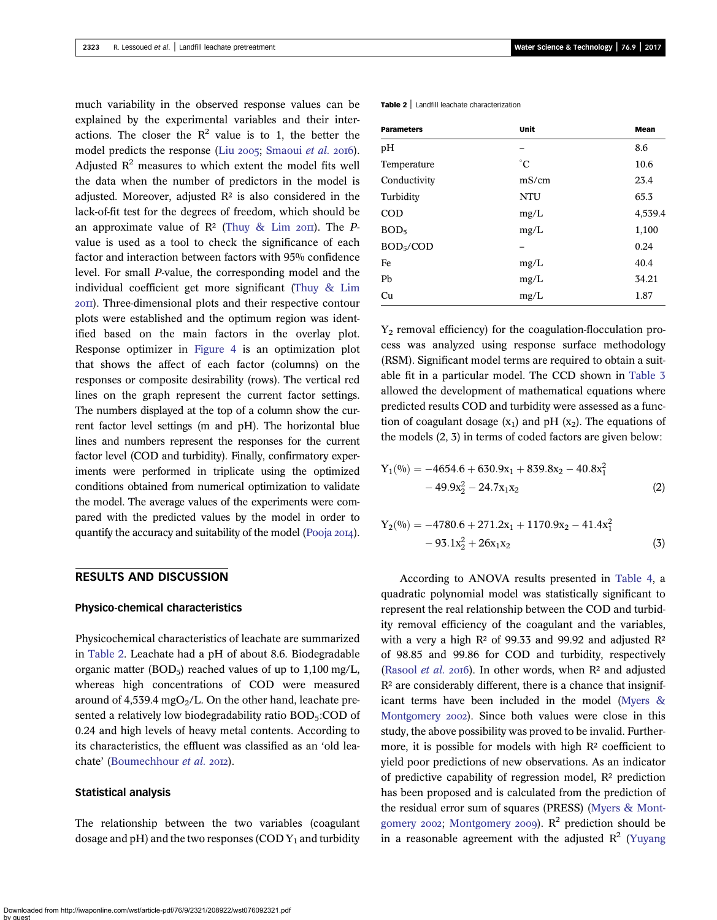much variability in the observed response values can be explained by the experimental variables and their interactions. The closer the $R^2$ value is to 1, the better the model predicts the response (Liu 2005; Smaoui *et al.* 2016). Adjusted $R^2$ measures to which extent the model fits well the data when the number of predictors in the model is adjusted. Moreover, adjusted $R^2$ is also considered in the lack-of-fit test for the degrees of freedom, which should be an approximate value of $R^2$ (Thuy & Lim 2011). The *P*-value is used as a tool to check the significance of each factor and interaction between factors with 95% confidence level. For small *P*-value, the corresponding model and the individual coefficient get more significant (Thuy & Lim 2011). Three-dimensional plots and their respective contour plots were established and the optimum region was identified based on the main factors in the overlay plot. Response optimizer in Figure 4 is an optimization plot that shows the affect of each factor (columns) on the responses or composite desirability (rows). The vertical red lines on the graph represent the current factor settings. The numbers displayed at the top of a column show the current factor level settings (m and pH). The horizontal blue lines and numbers represent the responses for the current factor level (COD and turbidity). Finally, confirmatory experiments were performed in triplicate using the optimized conditions obtained from numerical optimization to validate the model. The average values of the experiments were compared with the predicted values by the model in order to quantify the accuracy and suitability of the model (Pooja 2014).

## RESULTS AND DISCUSSION

### Physico-chemical characteristics

Physicochemical characteristics of leachate are summarized in Table 2. Leachate had a pH of about 8.6. Biodegradable organic matter ($BOD_5$) reached values of up to 1,100 mg/L, whereas high concentrations of COD were measured around of 4,539.4 $mgO_2/L$. On the other hand, leachate presented a relatively low biodegradability ratio $BOD_5$:COD of 0.24 and high levels of heavy metal contents. According to its characteristics, the effluent was classified as an 'old leachate' (Boumechhour *et al.* 2012).

### Statistical analysis

The relationship between the two variables (coagulant dosage and pH) and the two responses (COD $Y_1$ and turbidity $Y_2$ removal efficiency) for the coagulation-flocculation process was analyzed using response surface methodology (RSM). Significant model terms are required to obtain a suitable fit in a particular model. The CCD shown in Table 3 allowed the development of mathematical equations where predicted results COD and turbidity were assessed as a function of coagulant dosage ($x_1$) and pH ($x_2$). The equations of the models (2, 3) in terms of coded factors are given below:

**Table 2** | Landfill leachate characterization

| Parameters | Unit | Mean |
|---|---|---|
| pH | – | 8.6 |
| Temperature | °C | 10.6 |
| Conductivity | mS/cm | 23.4 |
| Turbidity | NTU | 65.3 |
| COD | mg/L | 4,539.4 |
| $BOD_5$ | mg/L | 1,100 |
| $BOD_5$/COD | – | 0.24 |
| Fe | mg/L | 40.4 |
| Pb | mg/L | 34.21 |
| Cu | mg/L | 1.87 |

$$Y_1(\%) = -4654.6 + 630.9x_1 + 839.8x_2 - 40.8x_1^2 - 49.9x_2^2 - 24.7x_1x_2 \quad (2)$$

$$Y_2(\%) = -4780.6 + 271.2x_1 + 1170.9x_2 - 41.4x_1^2 - 93.1x_2^2 + 26x_1x_2 \quad (3)$$

According to ANOVA results presented in Table 4, a quadratic polynomial model was statistically significant to represent the real relationship between the COD and turbidity removal efficiency of the coagulant and the variables, with a very high $R^2$ of 99.33 and 99.92 and adjusted $R^2$ of 98.85 and 99.86 for COD and turbidity, respectively (Rasool *et al.* 2016). In other words, when $R^2$ and adjusted $R^2$ are considerably different, there is a chance that insignificant terms have been included in the model (Myers & Montgomery 2002). Since both values were close in this study, the above possibility was proved to be invalid. Furthermore, it is possible for models with high $R^2$ coefficient to yield poor predictions of new observations. As an indicator of predictive capability of regression model, $R^2$ prediction has been proposed and is calculated from the prediction of the residual error sum of squares (PRESS) (Myers & Montgomery 2002; Montgomery 2009). $R^2$ prediction should be in a reasonable agreement with the adjusted $R^2$ (Yuyang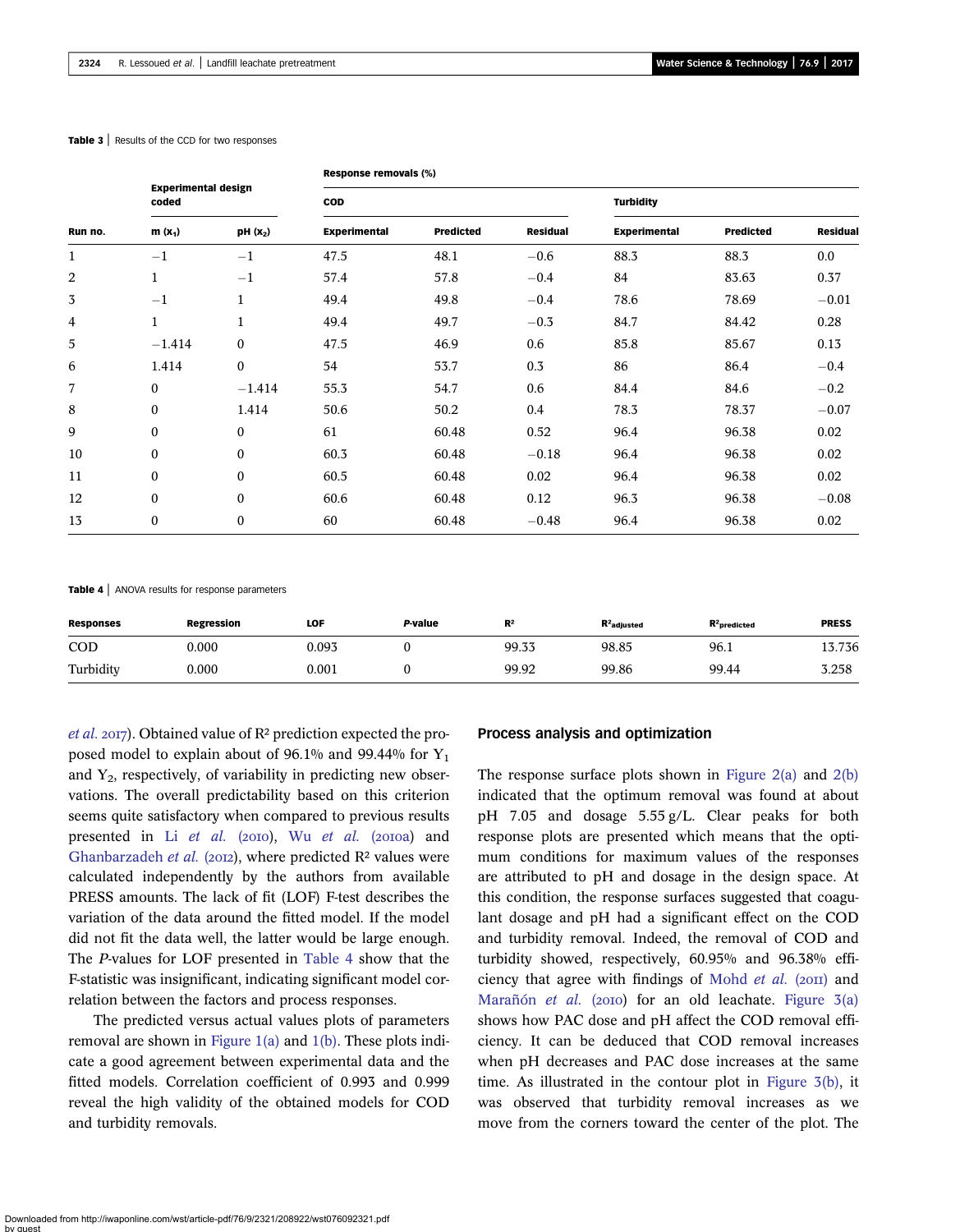**Table 3** | Results of the CCD for two responses

| Run no. | Experimental design coded | | Response removals (%) | | | | | |
|---|---|---|---|---|---|---|---|---|
| | | | COD | | | Turbidity | | |
| | m ($x_1$) | pH ($x_2$) | Experimental | Predicted | Residual | Experimental | Predicted | Residual |
| 1 | −1 | −1 | 47.5 | 48.1 | −0.6 | 88.3 | 88.3 | 0.0 |
| 2 | 1 | −1 | 57.4 | 57.8 | −0.4 | 84 | 83.63 | 0.37 |
| 3 | −1 | 1 | 49.4 | 49.8 | −0.4 | 78.6 | 78.69 | −0.01 |
| 4 | 1 | 1 | 49.4 | 49.7 | −0.3 | 84.7 | 84.42 | 0.28 |
| 5 | −1.414 | 0 | 47.5 | 46.9 | 0.6 | 85.8 | 85.67 | 0.13 |
| 6 | 1.414 | 0 | 54 | 53.7 | 0.3 | 86 | 86.4 | −0.4 |
| 7 | 0 | −1.414 | 55.3 | 54.7 | 0.6 | 84.4 | 84.6 | −0.2 |
| 8 | 0 | 1.414 | 50.6 | 50.2 | 0.4 | 78.3 | 78.37 | −0.07 |
| 9 | 0 | 0 | 61 | 60.48 | 0.52 | 96.4 | 96.38 | 0.02 |
| 10 | 0 | 0 | 60.3 | 60.48 | −0.18 | 96.4 | 96.38 | 0.02 |
| 11 | 0 | 0 | 60.5 | 60.48 | 0.02 | 96.4 | 96.38 | 0.02 |
| 12 | 0 | 0 | 60.6 | 60.48 | 0.12 | 96.3 | 96.38 | −0.08 |
| 13 | 0 | 0 | 60 | 60.48 | −0.48 | 96.4 | 96.38 | 0.02 |

**Table 4** | ANOVA results for response parameters

| Responses | Regression | LOF | P-value | $R^2$ | $R^2_{adjusted}$ | $R^2_{predicted}$ | PRESS |
|---|---|---|---|---|---|---|---|
| COD | 0.000 | 0.093 | 0 | 99.33 | 98.85 | 96.1 | 13.736 |
| Turbidity | 0.000 | 0.001 | 0 | 99.92 | 99.86 | 99.44 | 3.258 |

*et al.* 2017). Obtained value of $R^2$ prediction expected the proposed model to explain about of 96.1% and 99.44% for $Y_1$ and $Y_2$, respectively, of variability in predicting new observations. The overall predictability based on this criterion seems quite satisfactory when compared to previous results presented in Li *et al.* (2010), Wu *et al.* (2010a) and Ghanbarzadeh *et al.* (2012), where predicted $R^2$ values were calculated independently by the authors from available PRESS amounts. The lack of fit (LOF) F-test describes the variation of the data around the fitted model. If the model did not fit the data well, the latter would be large enough. The *P*-values for LOF presented in Table 4 show that the F-statistic was insignificant, indicating significant model correlation between the factors and process responses.

The predicted versus actual values plots of parameters removal are shown in Figure 1(a) and 1(b). These plots indicate a good agreement between experimental data and the fitted models. Correlation coefficient of 0.993 and 0.999 reveal the high validity of the obtained models for COD and turbidity removals.

## Process analysis and optimization

The response surface plots shown in Figure 2(a) and 2(b) indicated that the optimum removal was found at about pH 7.05 and dosage 5.55 g/L. Clear peaks for both response plots are presented which means that the optimum conditions for maximum values of the responses are attributed to pH and dosage in the design space. At this condition, the response surfaces suggested that coagulant dosage and pH had a significant effect on the COD and turbidity removal. Indeed, the removal of COD and turbidity showed, respectively, 60.95% and 96.38% efficiency that agree with findings of Mohd *et al.* (2011) and Marañón *et al.* (2010) for an old leachate. Figure 3(a) shows how PAC dose and pH affect the COD removal efficiency. It can be deduced that COD removal increases when pH decreases and PAC dose increases at the same time. As illustrated in the contour plot in Figure 3(b), it was observed that turbidity removal increases as we move from the corners toward the center of the plot. The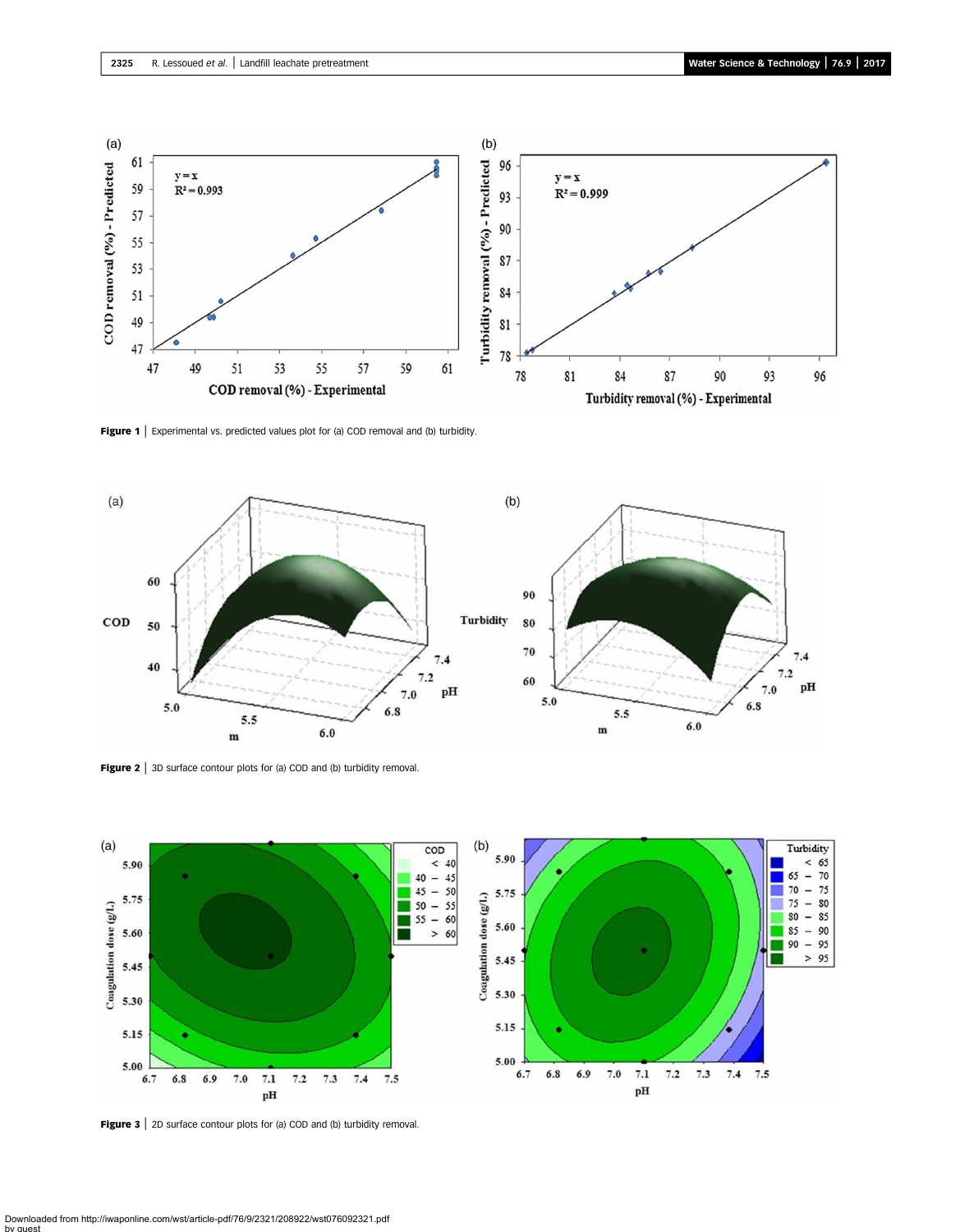Figure 1 | Experimental vs. predicted values plot for (a) COD removal and (b) turbidity.

Figure 2 | 3D surface contour plots for (a) COD and (b) turbidity removal.

Figure 3 | 2D surface contour plots for (a) COD and (b) turbidity removal.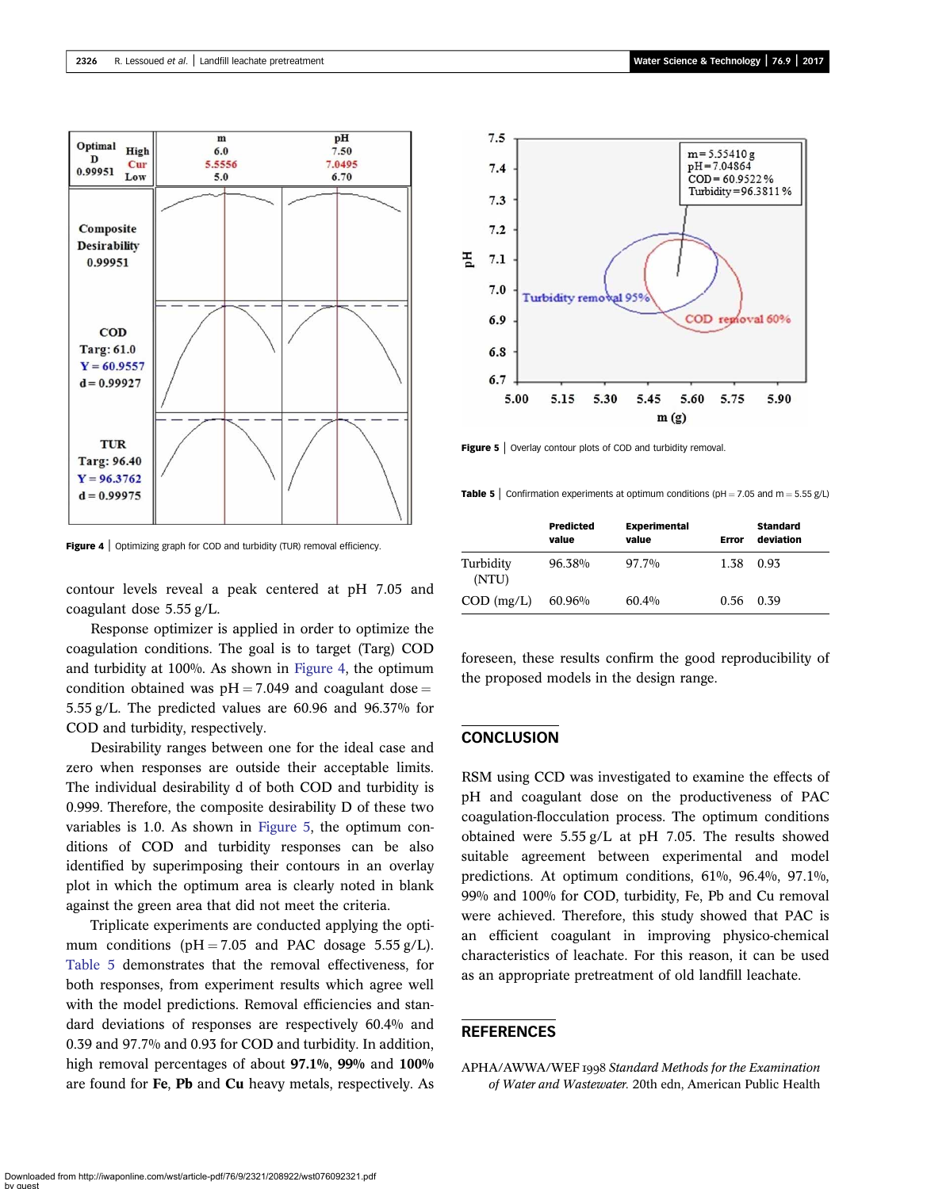Figure 4 | Optimizing graph for COD and turbidity (TUR) removal efficiency.

Figure 5 | Overlay contour plots of COD and turbidity removal.

contour levels reveal a peak centered at pH 7.05 and coagulant dose 5.55 g/L.

Response optimizer is applied in order to optimize the coagulation conditions. The goal is to target (Targ) COD and turbidity at 100%. As shown in Figure 4, the optimum condition obtained was pH = 7.049 and coagulant dose = 5.55 g/L. The predicted values are 60.96 and 96.37% for COD and turbidity, respectively.

Desirability ranges between one for the ideal case and zero when responses are outside their acceptable limits. The individual desirability d of both COD and turbidity is 0.999. Therefore, the composite desirability D of these two variables is 1.0. As shown in Figure 5, the optimum conditions of COD and turbidity responses can be also identified by superimposing their contours in an overlay plot in which the optimum area is clearly noted in blank against the green area that did not meet the criteria.

Triplicate experiments are conducted applying the optimum conditions (pH = 7.05 and PAC dosage 5.55 g/L). Table 5 demonstrates that the removal effectiveness, for both responses, from experiment results which agree well with the model predictions. Removal efficiencies and standard deviations of responses are respectively 60.4% and 0.39 and 97.7% and 0.93 for COD and turbidity. In addition, high removal percentages of about **97.1%**, **99%** and **100%** are found for **Fe**, **Pb** and **Cu** heavy metals, respectively. As foreseen, these results confirm the good reproducibility of the proposed models in the design range.

Table 5 | Confirmation experiments at optimum conditions (pH = 7.05 and m = 5.55 g/L)

| | Predicted value | Experimental value | Error | Standard deviation |
|---|---|---|---|---|
| Turbidity (NTU) | 96.38% | 97.7% | 1.38 | 0.93 |
| COD (mg/L) | 60.96% | 60.4% | 0.56 | 0.39 |

## CONCLUSION

RSM using CCD was investigated to examine the effects of pH and coagulant dose on the productiveness of PAC coagulation-flocculation process. The optimum conditions obtained were 5.55 g/L at pH 7.05. The results showed suitable agreement between experimental and model predictions. At optimum conditions, 61%, 96.4%, 97.1%, 99% and 100% for COD, turbidity, Fe, Pb and Cu removal were achieved. Therefore, this study showed that PAC is an efficient coagulant in improving physico-chemical characteristics of leachate. For this reason, it can be used as an appropriate pretreatment of old landfill leachate.

## REFERENCES

APHA/AWWA/WEF 1998 *Standard Methods for the Examination of Water and Wastewater*. 20th edn, American Public Health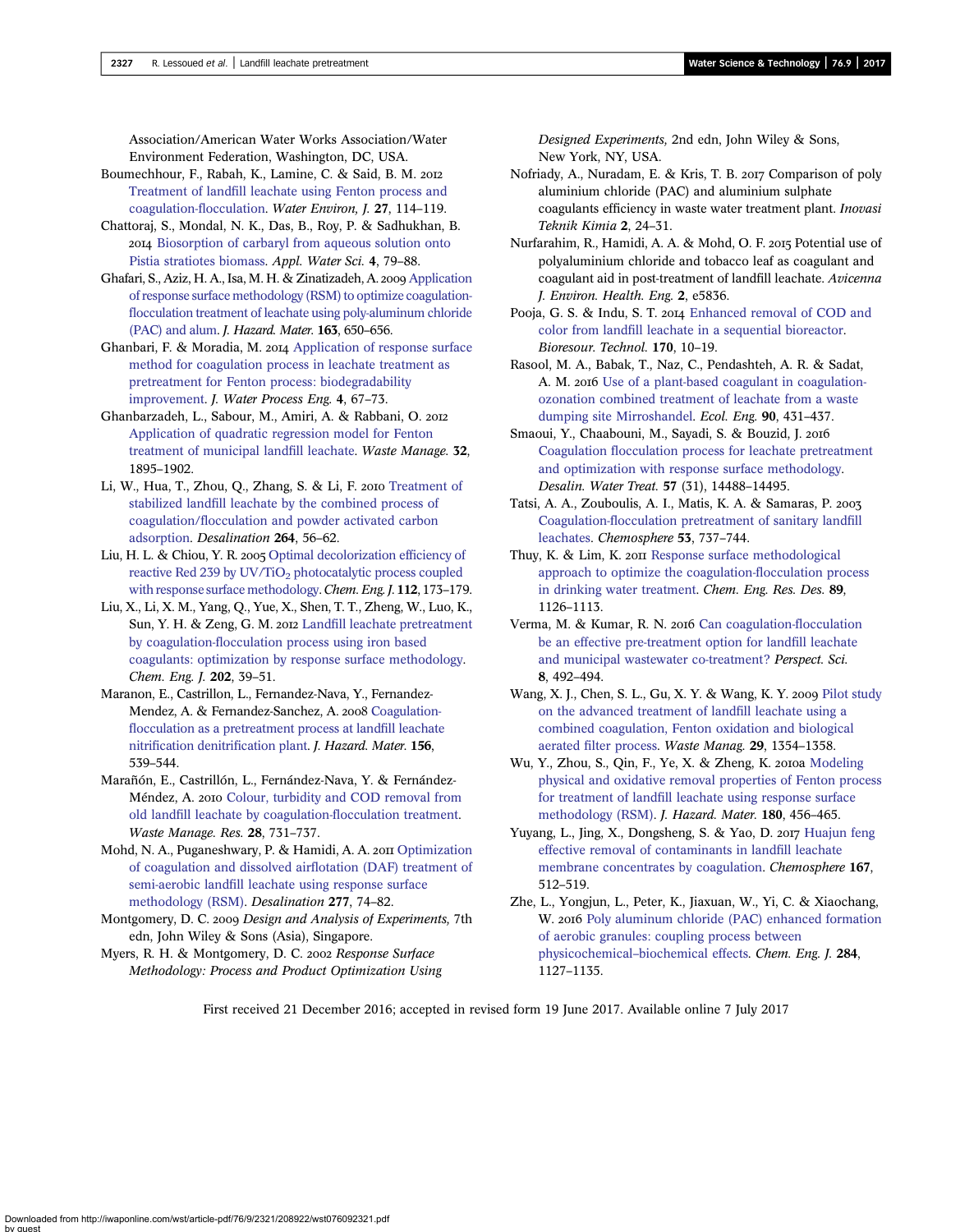Association/American Water Works Association/Water Environment Federation, Washington, DC, USA.

Boumechhour, F., Rabah, K., Lamine, C. & Said, B. M. 2012 Treatment of landfill leachate using Fenton process and coagulation-flocculation. *Water Environ, J.* **27**, 114–119.

Chattoraj, S., Mondal, N. K., Das, B., Roy, P. & Sadhukhan, B. 2014 Biosorption of carbaryl from aqueous solution onto Pistia stratiotes biomass. *Appl. Water Sci.* **4**, 79–88.

Ghafari, S., Aziz, H. A., Isa, M. H. & Zinatizadeh, A. 2009 Application of response surface methodology (RSM) to optimize coagulation-flocculation treatment of leachate using poly-aluminum chloride (PAC) and alum. *J. Hazard. Mater.* **163**, 650–656.

Ghanbari, F. & Moradia, M. 2014 Application of response surface method for coagulation process in leachate treatment as pretreatment for Fenton process: biodegradability improvement. *J. Water Process Eng.* **4**, 67–73.

Ghanbarzadeh, L., Sabour, M., Amiri, A. & Rabbani, O. 2012 Application of quadratic regression model for Fenton treatment of municipal landfill leachate. *Waste Manage.* **32**, 1895–1902.

Li, W., Hua, T., Zhou, Q., Zhang, S. & Li, F. 2010 Treatment of stabilized landfill leachate by the combined process of coagulation/flocculation and powder activated carbon adsorption. *Desalination* **264**, 56–62.

Liu, H. L. & Chiou, Y. R. 2005 Optimal decolorization efficiency of reactive Red 239 by UV/$TiO_2$ photocatalytic process coupled with response surface methodology. *Chem. Eng. J.* **112**, 173–179.

Liu, X., Li, X. M., Yang, Q., Yue, X., Shen, T. T., Zheng, W., Luo, K., Sun, Y. H. & Zeng, G. M. 2012 Landfill leachate pretreatment by coagulation-flocculation process using iron based coagulants: optimization by response surface methodology. *Chem. Eng. J.* **202**, 39–51.

Maranon, E., Castrillon, L., Fernandez-Nava, Y., Fernandez-Mendez, A. & Fernandez-Sanchez, A. 2008 Coagulation-flocculation as a pretreatment process at landfill leachate nitrification denitrification plant. *J. Hazard. Mater.* **156**, 539–544.

Marañón, E., Castrillón, L., Fernández-Nava, Y. & Fernández-Méndez, A. 2010 Colour, turbidity and COD removal from old landfill leachate by coagulation-flocculation treatment. *Waste Manage. Res.* **28**, 731–737.

Mohd, N. A., Puganeshwary, P. & Hamidi, A. A. 2011 Optimization of coagulation and dissolved airflotation (DAF) treatment of semi-aerobic landfill leachate using response surface methodology (RSM). *Desalination* **277**, 74–82.

Montgomery, D. C. 2009 *Design and Analysis of Experiments*, 7th edn, John Wiley & Sons (Asia), Singapore.

Myers, R. H. & Montgomery, D. C. 2002 *Response Surface Methodology: Process and Product Optimization Using Designed Experiments*, 2nd edn, John Wiley & Sons, New York, NY, USA.

Nofriady, A., Nuradam, E. & Kris, T. B. 2017 Comparison of poly aluminium chloride (PAC) and aluminium sulphate coagulants efficiency in waste water treatment plant. *Inovasi Teknik Kimia* **2**, 24–31.

Nurfarahim, R., Hamidi, A. A. & Mohd, O. F. 2015 Potential use of polyaluminium chloride and tobacco leaf as coagulant and coagulant aid in post-treatment of landfill leachate. *Avicenna J. Environ. Health. Eng.* **2**, e5836.

Pooja, G. S. & Indu, S. T. 2014 Enhanced removal of COD and color from landfill leachate in a sequential bioreactor. *Bioresour. Technol.* **170**, 10–19.

Rasool, M. A., Babak, T., Naz, C., Pendashteh, A. R. & Sadat, A. M. 2016 Use of a plant-based coagulant in coagulation-ozonation combined treatment of leachate from a waste dumping site Mirroshandel. *Ecol. Eng.* **90**, 431–437.

Smaoui, Y., Chaabouni, M., Sayadi, S. & Bouzid, J. 2016 Coagulation flocculation process for leachate pretreatment and optimization with response surface methodology. *Desalin. Water Treat.* **57** (31), 14488–14495.

Tatsi, A. A., Zouboulis, A. I., Matis, K. A. & Samaras, P. 2003 Coagulation-flocculation pretreatment of sanitary landfill leachates. *Chemosphere* **53**, 737–744.

Thuy, K. & Lim, K. 2011 Response surface methodological approach to optimize the coagulation-flocculation process in drinking water treatment. *Chem. Eng. Res. Des.* **89**, 1126–1113.

Verma, M. & Kumar, R. N. 2016 Can coagulation-flocculation be an effective pre-treatment option for landfill leachate and municipal wastewater co-treatment? *Perspect. Sci.* **8**, 492–494.

Wang, X. J., Chen, S. L., Gu, X. Y. & Wang, K. Y. 2009 Pilot study on the advanced treatment of landfill leachate using a combined coagulation, Fenton oxidation and biological aerated filter process. *Waste Manag.* **29**, 1354–1358.

Wu, Y., Zhou, S., Qin, F., Ye, X. & Zheng, K. 2010a Modeling physical and oxidative removal properties of Fenton process for treatment of landfill leachate using response surface methodology (RSM). *J. Hazard. Mater.* **180**, 456–465.

Yuyang, L., Jing, X., Dongsheng, S. & Yao, D. 2017 Huajun feng effective removal of contaminants in landfill leachate membrane concentrates by coagulation. *Chemosphere* **167**, 512–519.

Zhe, L., Yongjun, L., Peter, K., Jiaxuan, W., Yi, C. & Xiaochang, W. 2016 Poly aluminum chloride (PAC) enhanced formation of aerobic granules: coupling process between physicochemical–biochemical effects. *Chem. Eng. J.* **284**, 1127–1135.

First received 21 December 2016; accepted in revised form 19 June 2017. Available online 7 July 2017